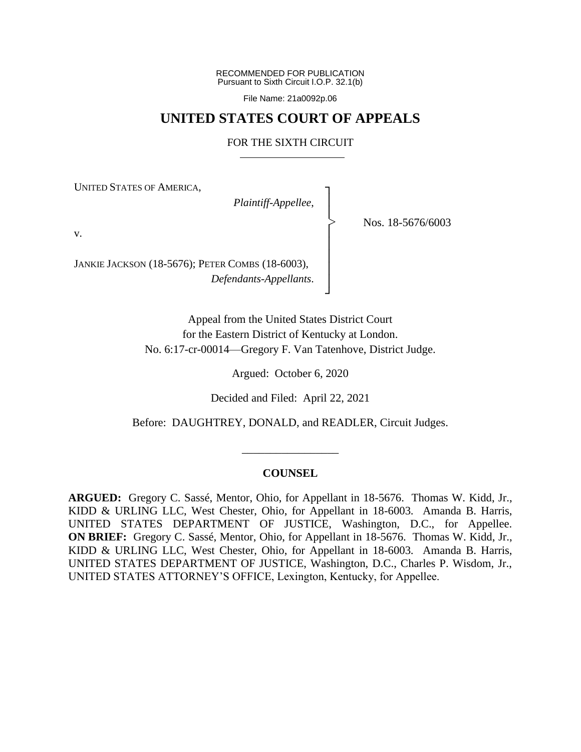RECOMMENDED FOR PUBLICATION
Pursuant to Sixth Circuit I.O.P. 32.1(b)

File Name: 21a0092p.06

# UNITED STATES COURT OF APPEALS

## FOR THE SIXTH CIRCUIT

UNITED STATES OF AMERICA,

*Plaintiff-Appellee*,

v.

JANKIE JACKSON (18-5676); PETER COMBS (18-6003),

*Defendants-Appellants*.

Nos. 18-5676/6003

Appeal from the United States District Court
for the Eastern District of Kentucky at London.
No. 6:17-cr-00014—Gregory F. Van Tatenhove, District Judge.

Argued: October 6, 2020

Decided and Filed: April 22, 2021

Before: DAUGHTREY, DONALD, and READLER, Circuit Judges.

---

### COUNSEL

**ARGUED:** Gregory C. Sassé, Mentor, Ohio, for Appellant in 18-5676. Thomas W. Kidd, Jr., KIDD & URLING LLC, West Chester, Ohio, for Appellant in 18-6003. Amanda B. Harris, UNITED STATES DEPARTMENT OF JUSTICE, Washington, D.C., for Appellee. **ON BRIEF:** Gregory C. Sassé, Mentor, Ohio, for Appellant in 18-5676. Thomas W. Kidd, Jr., KIDD & URLING LLC, West Chester, Ohio, for Appellant in 18-6003. Amanda B. Harris, UNITED STATES DEPARTMENT OF JUSTICE, Washington, D.C., Charles P. Wisdom, Jr., UNITED STATES ATTORNEY'S OFFICE, Lexington, Kentucky, for Appellee.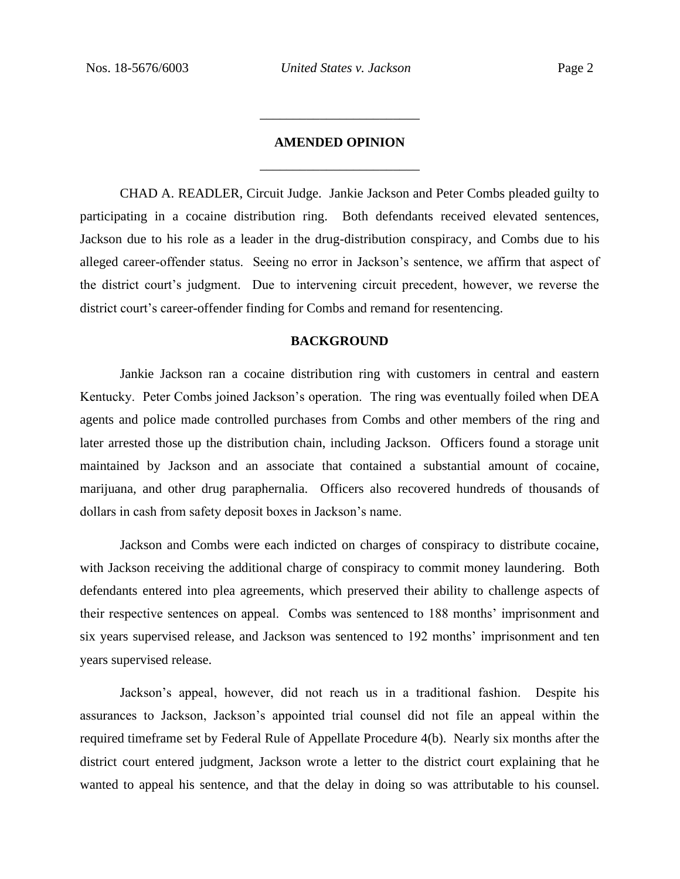## AMENDED OPINION

CHAD A. READLER, Circuit Judge. Jankie Jackson and Peter Combs pleaded guilty to participating in a cocaine distribution ring. Both defendants received elevated sentences, Jackson due to his role as a leader in the drug-distribution conspiracy, and Combs due to his alleged career-offender status. Seeing no error in Jackson's sentence, we affirm that aspect of the district court's judgment. Due to intervening circuit precedent, however, we reverse the district court's career-offender finding for Combs and remand for resentencing.

## BACKGROUND

Jankie Jackson ran a cocaine distribution ring with customers in central and eastern Kentucky. Peter Combs joined Jackson's operation. The ring was eventually foiled when DEA agents and police made controlled purchases from Combs and other members of the ring and later arrested those up the distribution chain, including Jackson. Officers found a storage unit maintained by Jackson and an associate that contained a substantial amount of cocaine, marijuana, and other drug paraphernalia. Officers also recovered hundreds of thousands of dollars in cash from safety deposit boxes in Jackson's name.

Jackson and Combs were each indicted on charges of conspiracy to distribute cocaine, with Jackson receiving the additional charge of conspiracy to commit money laundering. Both defendants entered into plea agreements, which preserved their ability to challenge aspects of their respective sentences on appeal. Combs was sentenced to 188 months' imprisonment and six years supervised release, and Jackson was sentenced to 192 months' imprisonment and ten years supervised release.

Jackson's appeal, however, did not reach us in a traditional fashion. Despite his assurances to Jackson, Jackson's appointed trial counsel did not file an appeal within the required timeframe set by Federal Rule of Appellate Procedure 4(b). Nearly six months after the district court entered judgment, Jackson wrote a letter to the district court explaining that he wanted to appeal his sentence, and that the delay in doing so was attributable to his counsel.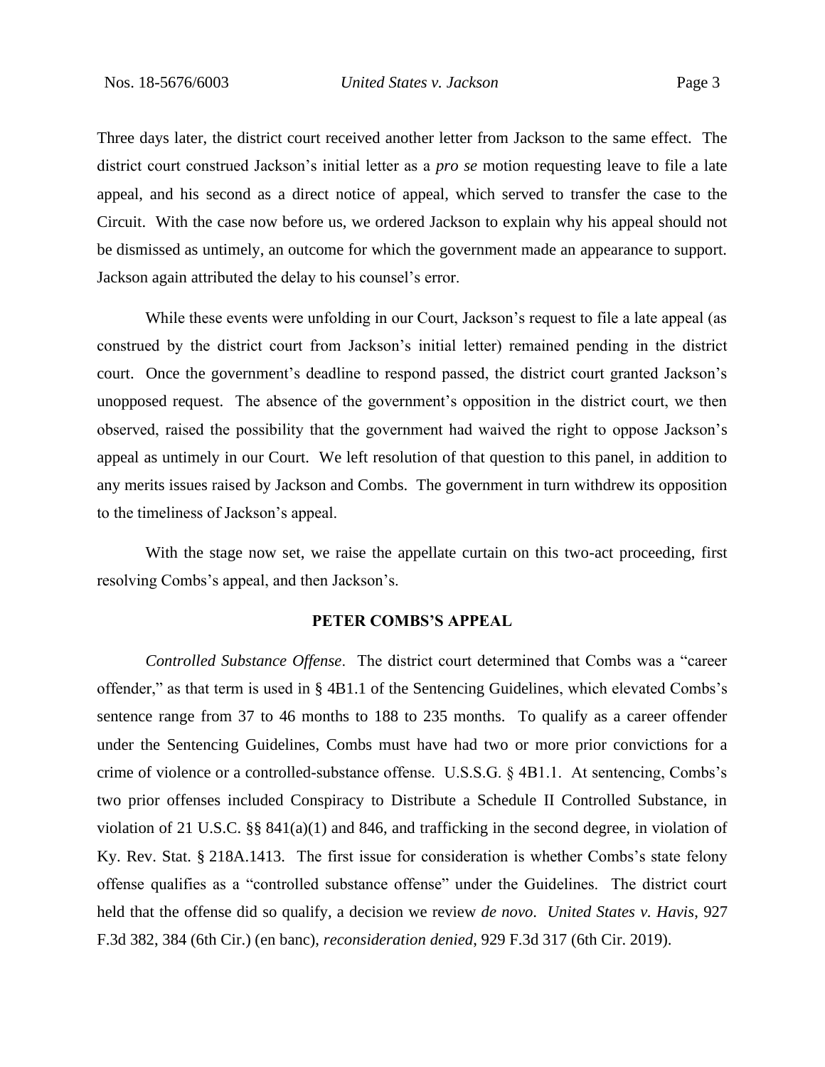Three days later, the district court received another letter from Jackson to the same effect. The district court construed Jackson's initial letter as a *pro se* motion requesting leave to file a late appeal, and his second as a direct notice of appeal, which served to transfer the case to the Circuit. With the case now before us, we ordered Jackson to explain why his appeal should not be dismissed as untimely, an outcome for which the government made an appearance to support. Jackson again attributed the delay to his counsel's error.

While these events were unfolding in our Court, Jackson's request to file a late appeal (as construed by the district court from Jackson's initial letter) remained pending in the district court. Once the government's deadline to respond passed, the district court granted Jackson's unopposed request. The absence of the government's opposition in the district court, we then observed, raised the possibility that the government had waived the right to oppose Jackson's appeal as untimely in our Court. We left resolution of that question to this panel, in addition to any merits issues raised by Jackson and Combs. The government in turn withdrew its opposition to the timeliness of Jackson's appeal.

With the stage now set, we raise the appellate curtain on this two-act proceeding, first resolving Combs's appeal, and then Jackson's.

## PETER COMBS'S APPEAL

*Controlled Substance Offense*. The district court determined that Combs was a "career offender," as that term is used in § 4B1.1 of the Sentencing Guidelines, which elevated Combs's sentence range from 37 to 46 months to 188 to 235 months. To qualify as a career offender under the Sentencing Guidelines, Combs must have had two or more prior convictions for a crime of violence or a controlled-substance offense. U.S.S.G. § 4B1.1. At sentencing, Combs's two prior offenses included Conspiracy to Distribute a Schedule II Controlled Substance, in violation of 21 U.S.C. §§ 841(a)(1) and 846, and trafficking in the second degree, in violation of Ky. Rev. Stat. § 218A.1413. The first issue for consideration is whether Combs's state felony offense qualifies as a "controlled substance offense" under the Guidelines. The district court held that the offense did so qualify, a decision we review *de novo*. *United States v. Havis*, 927 F.3d 382, 384 (6th Cir.) (en banc), *reconsideration denied*, 929 F.3d 317 (6th Cir. 2019).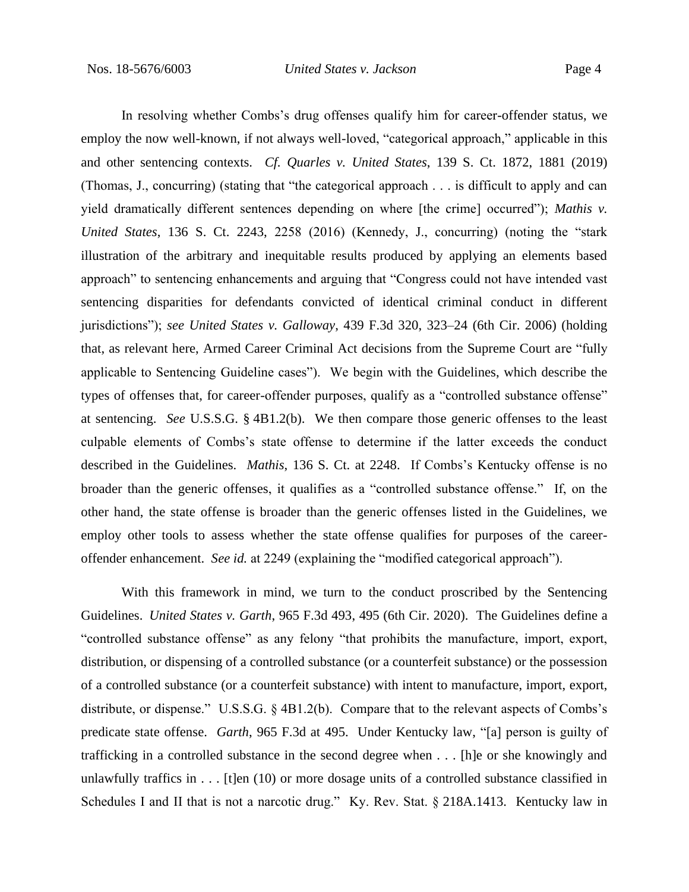In resolving whether Combs's drug offenses qualify him for career-offender status, we employ the now well-known, if not always well-loved, "categorical approach," applicable in this and other sentencing contexts. *Cf. Quarles v. United States*, 139 S. Ct. 1872, 1881 (2019) (Thomas, J., concurring) (stating that "the categorical approach . . . is difficult to apply and can yield dramatically different sentences depending on where [the crime] occurred"); *Mathis v. United States*, 136 S. Ct. 2243, 2258 (2016) (Kennedy, J., concurring) (noting the "stark illustration of the arbitrary and inequitable results produced by applying an elements based approach" to sentencing enhancements and arguing that "Congress could not have intended vast sentencing disparities for defendants convicted of identical criminal conduct in different jurisdictions"); *see United States v. Galloway*, 439 F.3d 320, 323–24 (6th Cir. 2006) (holding that, as relevant here, Armed Career Criminal Act decisions from the Supreme Court are "fully applicable to Sentencing Guideline cases"). We begin with the Guidelines, which describe the types of offenses that, for career-offender purposes, qualify as a "controlled substance offense" at sentencing. *See* U.S.S.G. § 4B1.2(b). We then compare those generic offenses to the least culpable elements of Combs's state offense to determine if the latter exceeds the conduct described in the Guidelines. *Mathis*, 136 S. Ct. at 2248. If Combs's Kentucky offense is no broader than the generic offenses, it qualifies as a "controlled substance offense." If, on the other hand, the state offense is broader than the generic offenses listed in the Guidelines, we employ other tools to assess whether the state offense qualifies for purposes of the career-offender enhancement. *See id.* at 2249 (explaining the "modified categorical approach").

With this framework in mind, we turn to the conduct proscribed by the Sentencing Guidelines. *United States v. Garth*, 965 F.3d 493, 495 (6th Cir. 2020). The Guidelines define a "controlled substance offense" as any felony "that prohibits the manufacture, import, export, distribution, or dispensing of a controlled substance (or a counterfeit substance) or the possession of a controlled substance (or a counterfeit substance) with intent to manufacture, import, export, distribute, or dispense." U.S.S.G. § 4B1.2(b). Compare that to the relevant aspects of Combs's predicate state offense. *Garth*, 965 F.3d at 495. Under Kentucky law, "[a] person is guilty of trafficking in a controlled substance in the second degree when . . . [h]e or she knowingly and unlawfully traffics in . . . [t]en (10) or more dosage units of a controlled substance classified in Schedules I and II that is not a narcotic drug." Ky. Rev. Stat. § 218A.1413. Kentucky law in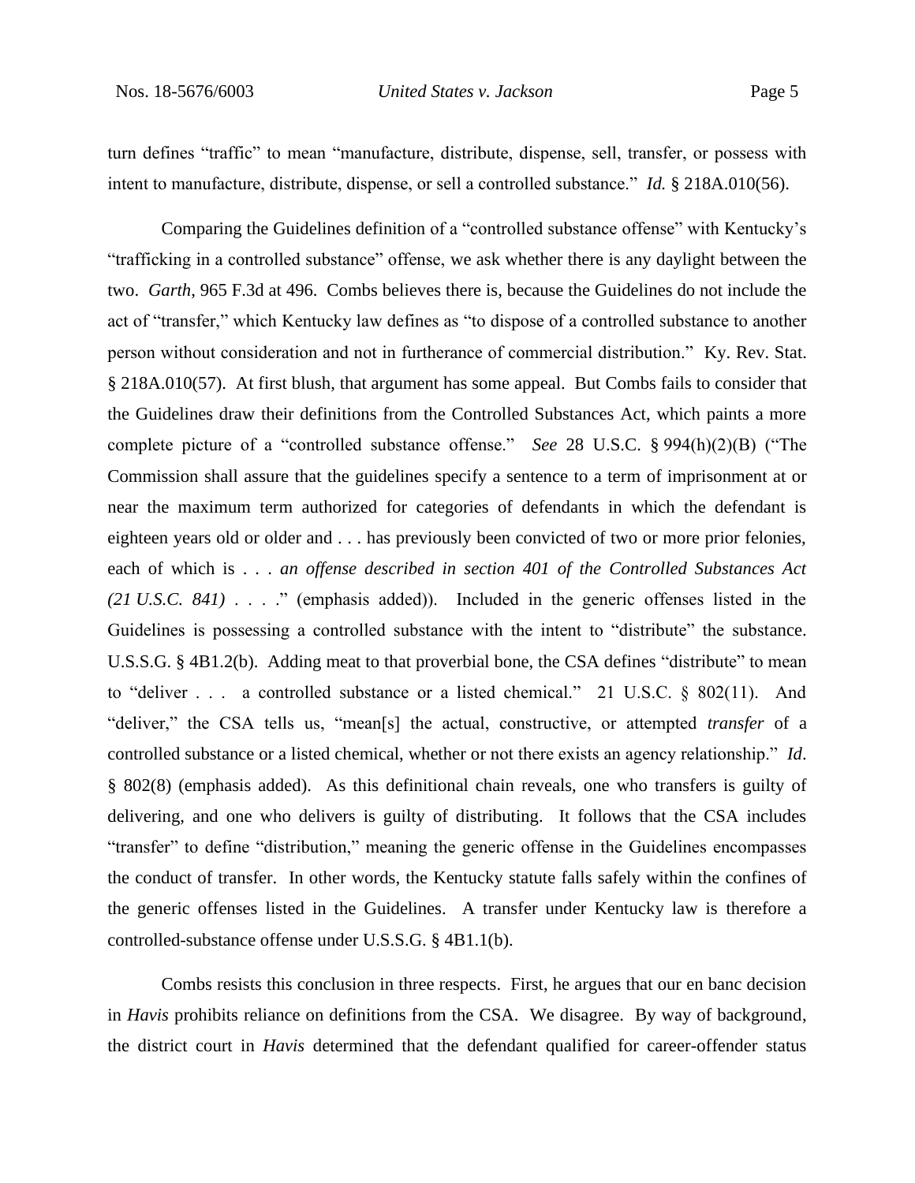turn defines "traffic" to mean "manufacture, distribute, dispense, sell, transfer, or possess with intent to manufacture, distribute, dispense, or sell a controlled substance." *Id.* § 218A.010(56).

Comparing the Guidelines definition of a "controlled substance offense" with Kentucky's "trafficking in a controlled substance" offense, we ask whether there is any daylight between the two. *Garth*, 965 F.3d at 496. Combs believes there is, because the Guidelines do not include the act of "transfer," which Kentucky law defines as "to dispose of a controlled substance to another person without consideration and not in furtherance of commercial distribution." Ky. Rev. Stat. § 218A.010(57). At first blush, that argument has some appeal. But Combs fails to consider that the Guidelines draw their definitions from the Controlled Substances Act, which paints a more complete picture of a "controlled substance offense." *See* 28 U.S.C. § 994(h)(2)(B) ("The Commission shall assure that the guidelines specify a sentence to a term of imprisonment at or near the maximum term authorized for categories of defendants in which the defendant is eighteen years old or older and . . . has previously been convicted of two or more prior felonies, each of which is . . . *an offense described in section 401 of the Controlled Substances Act (21 U.S.C. 841)* . . . ." (emphasis added)). Included in the generic offenses listed in the Guidelines is possessing a controlled substance with the intent to "distribute" the substance. U.S.S.G. § 4B1.2(b). Adding meat to that proverbial bone, the CSA defines "distribute" to mean to "deliver . . . a controlled substance or a listed chemical." 21 U.S.C. § 802(11). And "deliver," the CSA tells us, "mean[s] the actual, constructive, or attempted *transfer* of a controlled substance or a listed chemical, whether or not there exists an agency relationship." *Id*. § 802(8) (emphasis added). As this definitional chain reveals, one who transfers is guilty of delivering, and one who delivers is guilty of distributing. It follows that the CSA includes "transfer" to define "distribution," meaning the generic offense in the Guidelines encompasses the conduct of transfer. In other words, the Kentucky statute falls safely within the confines of the generic offenses listed in the Guidelines. A transfer under Kentucky law is therefore a controlled-substance offense under U.S.S.G. § 4B1.1(b).

Combs resists this conclusion in three respects. First, he argues that our en banc decision in *Havis* prohibits reliance on definitions from the CSA. We disagree. By way of background, the district court in *Havis* determined that the defendant qualified for career-offender status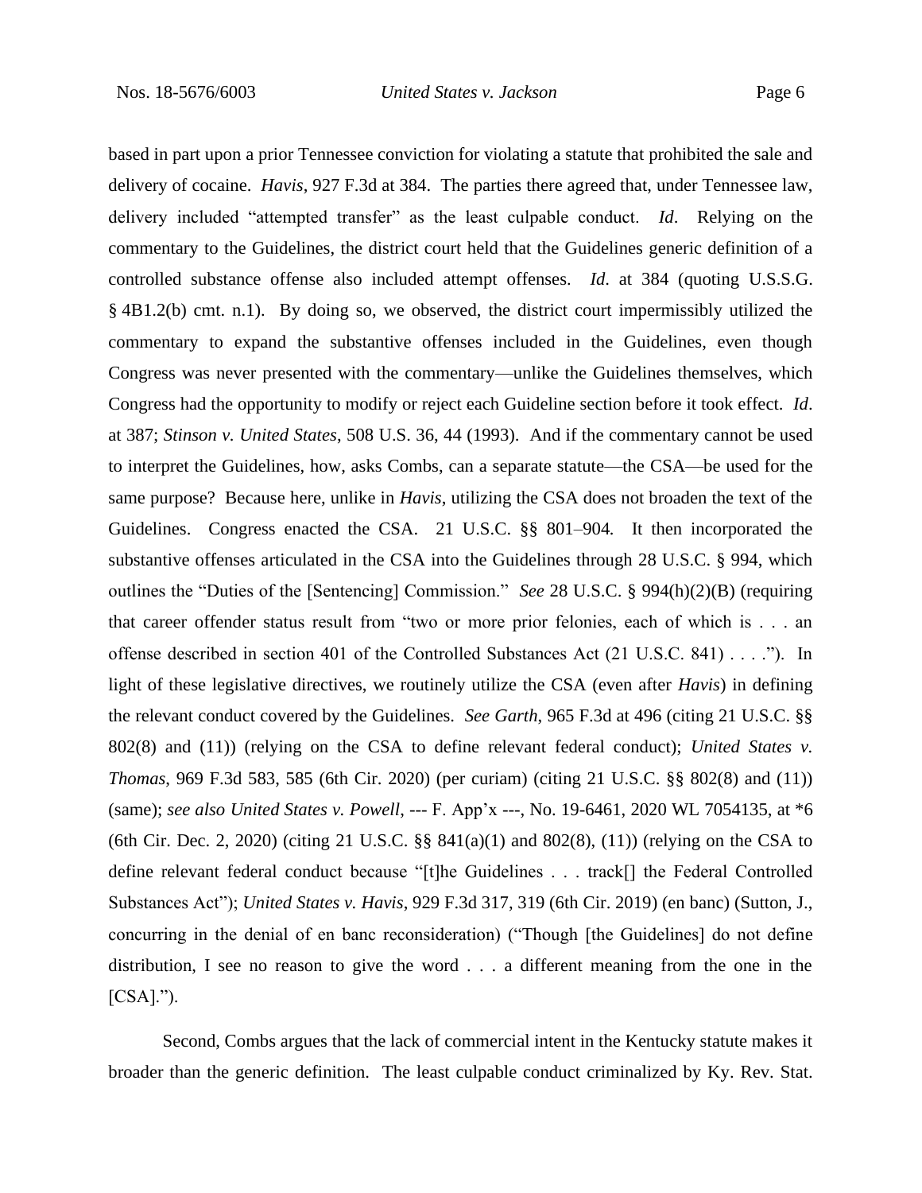based in part upon a prior Tennessee conviction for violating a statute that prohibited the sale and delivery of cocaine. *Havis*, 927 F.3d at 384. The parties there agreed that, under Tennessee law, delivery included "attempted transfer" as the least culpable conduct. *Id*. Relying on the commentary to the Guidelines, the district court held that the Guidelines generic definition of a controlled substance offense also included attempt offenses. *Id*. at 384 (quoting U.S.S.G. § 4B1.2(b) cmt. n.1). By doing so, we observed, the district court impermissibly utilized the commentary to expand the substantive offenses included in the Guidelines, even though Congress was never presented with the commentary—unlike the Guidelines themselves, which Congress had the opportunity to modify or reject each Guideline section before it took effect. *Id*. at 387; *Stinson v. United States*, 508 U.S. 36, 44 (1993). And if the commentary cannot be used to interpret the Guidelines, how, asks Combs, can a separate statute—the CSA—be used for the same purpose? Because here, unlike in *Havis*, utilizing the CSA does not broaden the text of the Guidelines. Congress enacted the CSA. 21 U.S.C. §§ 801–904. It then incorporated the substantive offenses articulated in the CSA into the Guidelines through 28 U.S.C. § 994, which outlines the "Duties of the [Sentencing] Commission." *See* 28 U.S.C. § 994(h)(2)(B) (requiring that career offender status result from "two or more prior felonies, each of which is . . . an offense described in section 401 of the Controlled Substances Act (21 U.S.C. 841) . . . ."). In light of these legislative directives, we routinely utilize the CSA (even after *Havis*) in defining the relevant conduct covered by the Guidelines. *See Garth*, 965 F.3d at 496 (citing 21 U.S.C. §§ 802(8) and (11)) (relying on the CSA to define relevant federal conduct); *United States v. Thomas*, 969 F.3d 583, 585 (6th Cir. 2020) (per curiam) (citing 21 U.S.C. §§ 802(8) and (11)) (same); *see also United States v. Powell*, --- F. App'x ---, No. 19-6461, 2020 WL 7054135, at *6 (6th Cir. Dec. 2, 2020) (citing 21 U.S.C. §§ 841(a)(1) and 802(8), (11)) (relying on the CSA to define relevant federal conduct because "[t]he Guidelines . . . track[] the Federal Controlled Substances Act"); *United States v. Havis*, 929 F.3d 317, 319 (6th Cir. 2019) (en banc) (Sutton, J., concurring in the denial of en banc reconsideration) ("Though [the Guidelines] do not define distribution, I see no reason to give the word . . . a different meaning from the one in the [CSA].").

Second, Combs argues that the lack of commercial intent in the Kentucky statute makes it broader than the generic definition. The least culpable conduct criminalized by Ky. Rev. Stat.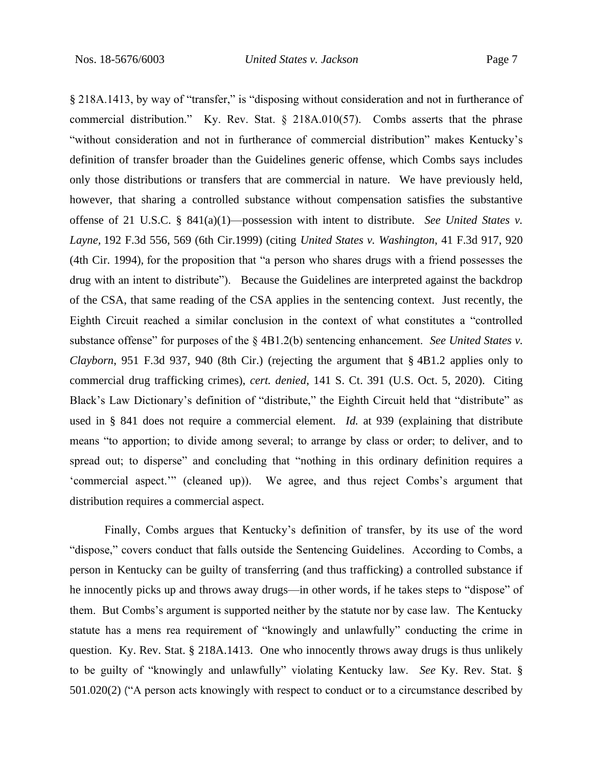§ 218A.1413, by way of "transfer," is "disposing without consideration and not in furtherance of commercial distribution." Ky. Rev. Stat. § 218A.010(57). Combs asserts that the phrase "without consideration and not in furtherance of commercial distribution" makes Kentucky's definition of transfer broader than the Guidelines generic offense, which Combs says includes only those distributions or transfers that are commercial in nature. We have previously held, however, that sharing a controlled substance without compensation satisfies the substantive offense of 21 U.S.C. § 841(a)(1)—possession with intent to distribute. *See United States v. Layne*, 192 F.3d 556, 569 (6th Cir.1999) (citing *United States v. Washington*, 41 F.3d 917, 920 (4th Cir. 1994), for the proposition that "a person who shares drugs with a friend possesses the drug with an intent to distribute"). Because the Guidelines are interpreted against the backdrop of the CSA, that same reading of the CSA applies in the sentencing context. Just recently, the Eighth Circuit reached a similar conclusion in the context of what constitutes a "controlled substance offense" for purposes of the § 4B1.2(b) sentencing enhancement. *See United States v. Clayborn*, 951 F.3d 937, 940 (8th Cir.) (rejecting the argument that § 4B1.2 applies only to commercial drug trafficking crimes), *cert. denied*, 141 S. Ct. 391 (U.S. Oct. 5, 2020). Citing Black's Law Dictionary's definition of "distribute," the Eighth Circuit held that "distribute" as used in § 841 does not require a commercial element. *Id.* at 939 (explaining that distribute means "to apportion; to divide among several; to arrange by class or order; to deliver, and to spread out; to disperse" and concluding that "nothing in this ordinary definition requires a 'commercial aspect.'" (cleaned up)). We agree, and thus reject Combs's argument that distribution requires a commercial aspect.

Finally, Combs argues that Kentucky's definition of transfer, by its use of the word "dispose," covers conduct that falls outside the Sentencing Guidelines. According to Combs, a person in Kentucky can be guilty of transferring (and thus trafficking) a controlled substance if he innocently picks up and throws away drugs—in other words, if he takes steps to "dispose" of them. But Combs's argument is supported neither by the statute nor by case law. The Kentucky statute has a mens rea requirement of "knowingly and unlawfully" conducting the crime in question. Ky. Rev. Stat. § 218A.1413. One who innocently throws away drugs is thus unlikely to be guilty of "knowingly and unlawfully" violating Kentucky law. *See* Ky. Rev. Stat. § 501.020(2) ("A person acts knowingly with respect to conduct or to a circumstance described by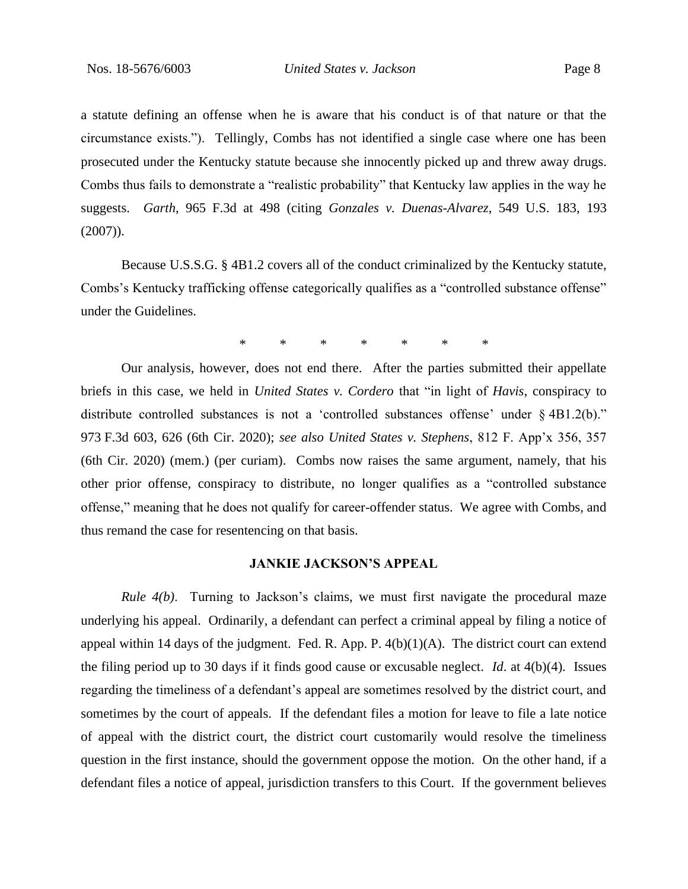a statute defining an offense when he is aware that his conduct is of that nature or that the circumstance exists."). Tellingly, Combs has not identified a single case where one has been prosecuted under the Kentucky statute because she innocently picked up and threw away drugs. Combs thus fails to demonstrate a "realistic probability" that Kentucky law applies in the way he suggests. *Garth*, 965 F.3d at 498 (citing *Gonzales v. Duenas-Alvarez*, 549 U.S. 183, 193 (2007)).

Because U.S.S.G. § 4B1.2 covers all of the conduct criminalized by the Kentucky statute, Combs's Kentucky trafficking offense categorically qualifies as a "controlled substance offense" under the Guidelines.

\* \* \* \* \* \* \*

Our analysis, however, does not end there. After the parties submitted their appellate briefs in this case, we held in *United States v. Cordero* that "in light of *Havis*, conspiracy to distribute controlled substances is not a 'controlled substances offense' under § 4B1.2(b)." 973 F.3d 603, 626 (6th Cir. 2020); *see also United States v. Stephens*, 812 F. App'x 356, 357 (6th Cir. 2020) (mem.) (per curiam). Combs now raises the same argument, namely, that his other prior offense, conspiracy to distribute, no longer qualifies as a "controlled substance offense," meaning that he does not qualify for career-offender status. We agree with Combs, and thus remand the case for resentencing on that basis.

## JANKIE JACKSON'S APPEAL

*Rule 4(b)*. Turning to Jackson's claims, we must first navigate the procedural maze underlying his appeal. Ordinarily, a defendant can perfect a criminal appeal by filing a notice of appeal within 14 days of the judgment. Fed. R. App. P. 4(b)(1)(A). The district court can extend the filing period up to 30 days if it finds good cause or excusable neglect. *Id*. at 4(b)(4). Issues regarding the timeliness of a defendant's appeal are sometimes resolved by the district court, and sometimes by the court of appeals. If the defendant files a motion for leave to file a late notice of appeal with the district court, the district court customarily would resolve the timeliness question in the first instance, should the government oppose the motion. On the other hand, if a defendant files a notice of appeal, jurisdiction transfers to this Court. If the government believes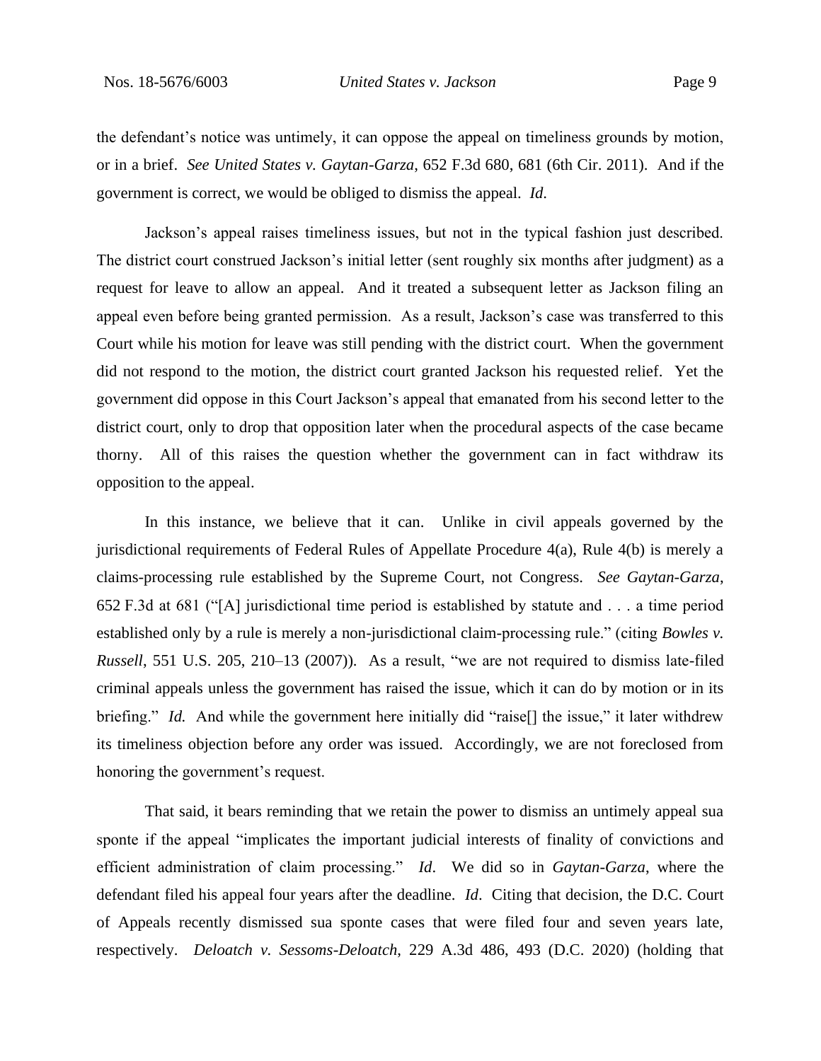the defendant's notice was untimely, it can oppose the appeal on timeliness grounds by motion, or in a brief. *See United States v. Gaytan-Garza*, 652 F.3d 680, 681 (6th Cir. 2011). And if the government is correct, we would be obliged to dismiss the appeal. *Id*.

Jackson's appeal raises timeliness issues, but not in the typical fashion just described. The district court construed Jackson's initial letter (sent roughly six months after judgment) as a request for leave to allow an appeal. And it treated a subsequent letter as Jackson filing an appeal even before being granted permission. As a result, Jackson's case was transferred to this Court while his motion for leave was still pending with the district court. When the government did not respond to the motion, the district court granted Jackson his requested relief. Yet the government did oppose in this Court Jackson's appeal that emanated from his second letter to the district court, only to drop that opposition later when the procedural aspects of the case became thorny. All of this raises the question whether the government can in fact withdraw its opposition to the appeal.

In this instance, we believe that it can. Unlike in civil appeals governed by the jurisdictional requirements of Federal Rules of Appellate Procedure 4(a), Rule 4(b) is merely a claims-processing rule established by the Supreme Court, not Congress. *See Gaytan-Garza*, 652 F.3d at 681 ("[A] jurisdictional time period is established by statute and . . . a time period established only by a rule is merely a non-jurisdictional claim-processing rule." (citing *Bowles v. Russell*, 551 U.S. 205, 210–13 (2007)). As a result, "we are not required to dismiss late-filed criminal appeals unless the government has raised the issue, which it can do by motion or in its briefing." *Id.* And while the government here initially did "raise[] the issue," it later withdrew its timeliness objection before any order was issued. Accordingly, we are not foreclosed from honoring the government's request.

That said, it bears reminding that we retain the power to dismiss an untimely appeal sua sponte if the appeal "implicates the important judicial interests of finality of convictions and efficient administration of claim processing." *Id*. We did so in *Gaytan-Garza*, where the defendant filed his appeal four years after the deadline. *Id*. Citing that decision, the D.C. Court of Appeals recently dismissed sua sponte cases that were filed four and seven years late, respectively. *Deloatch v. Sessoms-Deloatch*, 229 A.3d 486, 493 (D.C. 2020) (holding that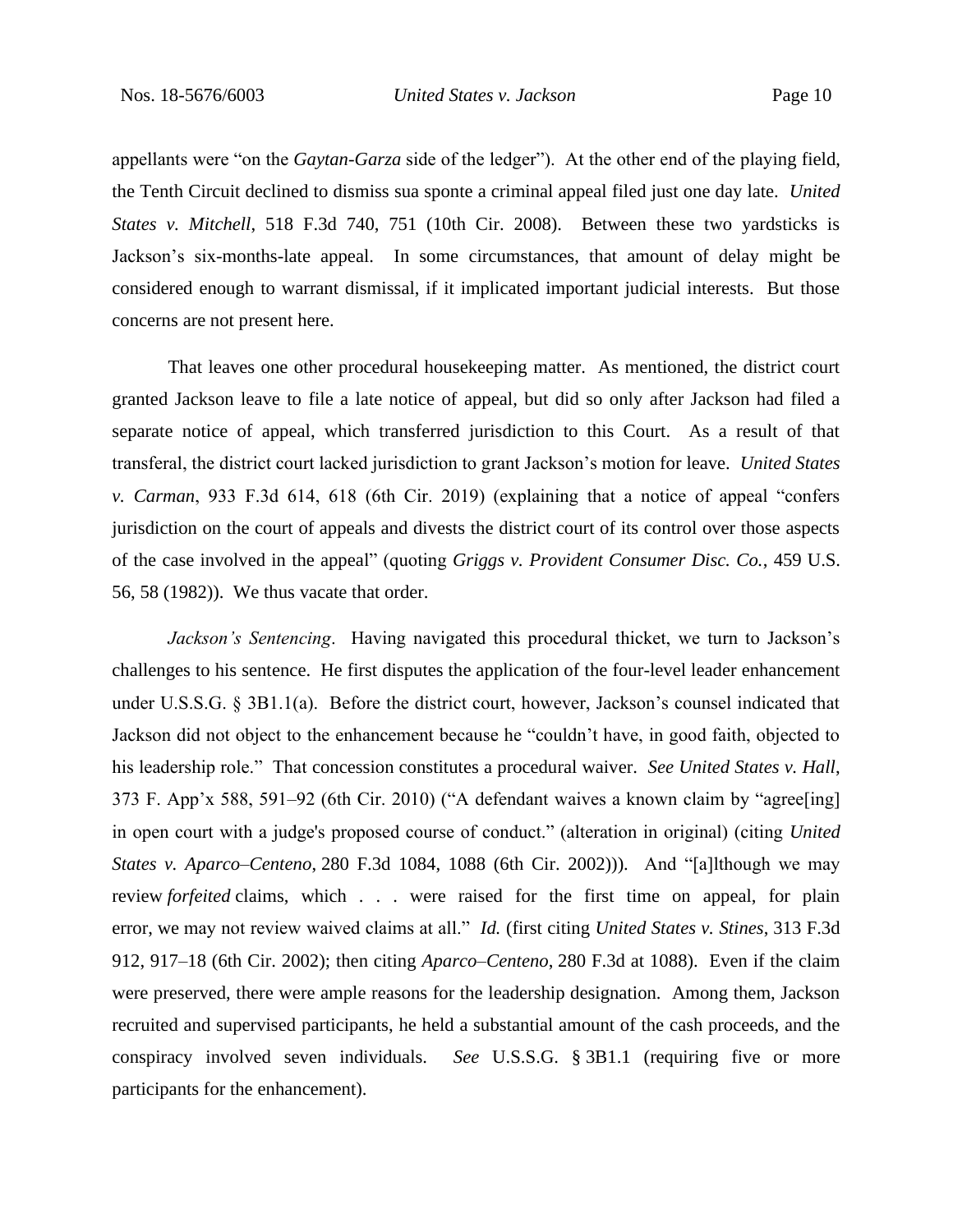appellants were "on the *Gaytan-Garza* side of the ledger"). At the other end of the playing field, the Tenth Circuit declined to dismiss sua sponte a criminal appeal filed just one day late. *United States v. Mitchell*, 518 F.3d 740, 751 (10th Cir. 2008). Between these two yardsticks is Jackson's six-months-late appeal. In some circumstances, that amount of delay might be considered enough to warrant dismissal, if it implicated important judicial interests. But those concerns are not present here.

That leaves one other procedural housekeeping matter. As mentioned, the district court granted Jackson leave to file a late notice of appeal, but did so only after Jackson had filed a separate notice of appeal, which transferred jurisdiction to this Court. As a result of that transferal, the district court lacked jurisdiction to grant Jackson's motion for leave. *United States v. Carman*, 933 F.3d 614, 618 (6th Cir. 2019) (explaining that a notice of appeal "confers jurisdiction on the court of appeals and divests the district court of its control over those aspects of the case involved in the appeal" (quoting *Griggs v. Provident Consumer Disc. Co.*, 459 U.S. 56, 58 (1982)). We thus vacate that order.

*Jackson's Sentencing*. Having navigated this procedural thicket, we turn to Jackson's challenges to his sentence. He first disputes the application of the four-level leader enhancement under U.S.S.G. § 3B1.1(a). Before the district court, however, Jackson's counsel indicated that Jackson did not object to the enhancement because he "couldn't have, in good faith, objected to his leadership role." That concession constitutes a procedural waiver. *See United States v. Hall*, 373 F. App'x 588, 591–92 (6th Cir. 2010) ("A defendant waives a known claim by "agree[ing] in open court with a judge's proposed course of conduct." (alteration in original) (citing *United States v. Aparco–Centeno*, 280 F.3d 1084, 1088 (6th Cir. 2002))). And "[a]lthough we may review *forfeited* claims, which . . . were raised for the first time on appeal, for plain error, we may not review waived claims at all." *Id.* (first citing *United States v. Stines*, 313 F.3d 912, 917–18 (6th Cir. 2002); then citing *Aparco–Centeno*, 280 F.3d at 1088). Even if the claim were preserved, there were ample reasons for the leadership designation. Among them, Jackson recruited and supervised participants, he held a substantial amount of the cash proceeds, and the conspiracy involved seven individuals. *See* U.S.S.G. § 3B1.1 (requiring five or more participants for the enhancement).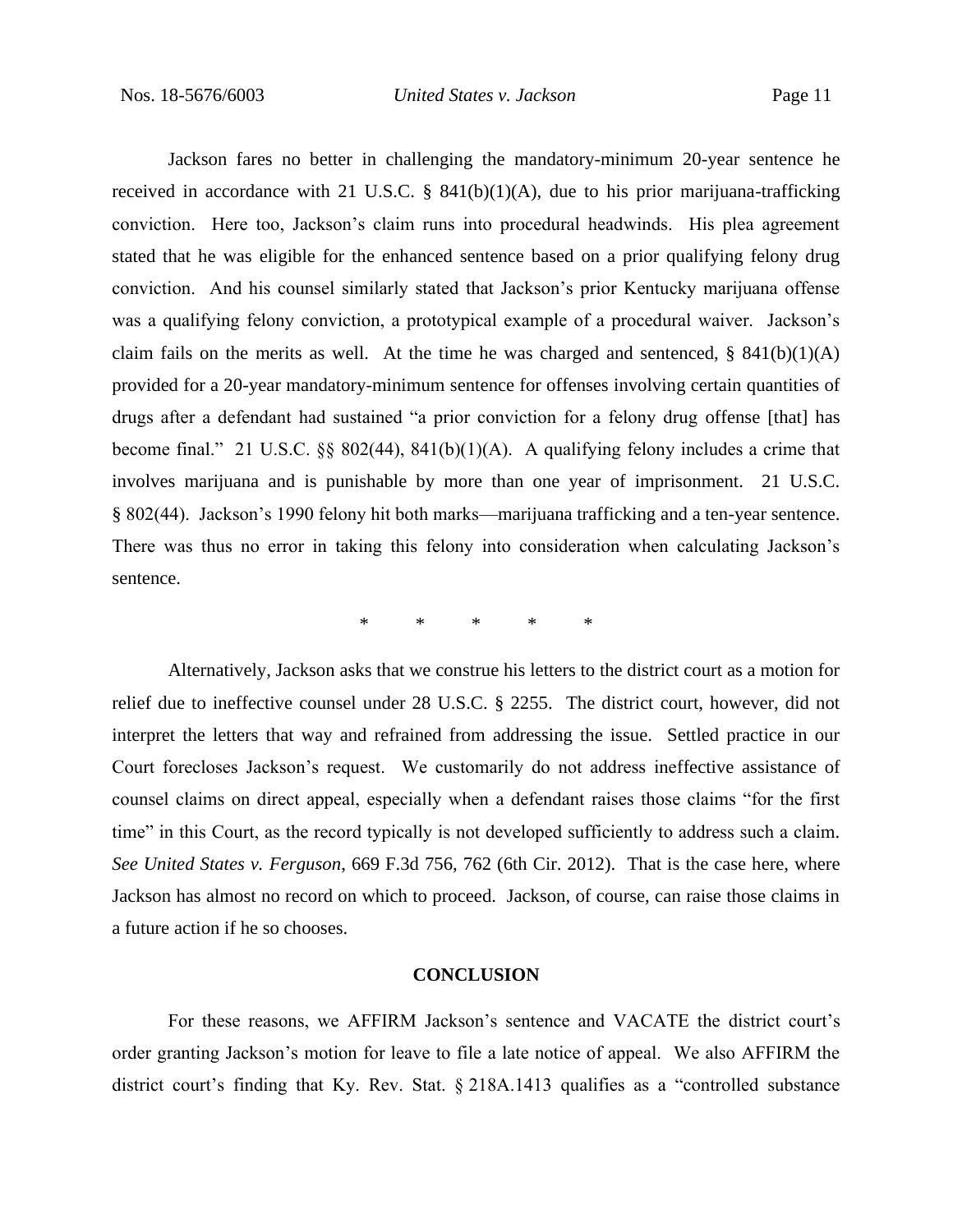Jackson fares no better in challenging the mandatory-minimum 20-year sentence he received in accordance with 21 U.S.C. § 841(b)(1)(A), due to his prior marijuana-trafficking conviction. Here too, Jackson's claim runs into procedural headwinds. His plea agreement stated that he was eligible for the enhanced sentence based on a prior qualifying felony drug conviction. And his counsel similarly stated that Jackson's prior Kentucky marijuana offense was a qualifying felony conviction, a prototypical example of a procedural waiver. Jackson's claim fails on the merits as well. At the time he was charged and sentenced, § 841(b)(1)(A) provided for a 20-year mandatory-minimum sentence for offenses involving certain quantities of drugs after a defendant had sustained "a prior conviction for a felony drug offense [that] has become final." 21 U.S.C. §§ 802(44), 841(b)(1)(A). A qualifying felony includes a crime that involves marijuana and is punishable by more than one year of imprisonment. 21 U.S.C. § 802(44). Jackson's 1990 felony hit both marks—marijuana trafficking and a ten-year sentence. There was thus no error in taking this felony into consideration when calculating Jackson's sentence.

\* \* \* \* \*

Alternatively, Jackson asks that we construe his letters to the district court as a motion for relief due to ineffective counsel under 28 U.S.C. § 2255. The district court, however, did not interpret the letters that way and refrained from addressing the issue. Settled practice in our Court forecloses Jackson's request. We customarily do not address ineffective assistance of counsel claims on direct appeal, especially when a defendant raises those claims "for the first time" in this Court, as the record typically is not developed sufficiently to address such a claim. *See United States v. Ferguson*, 669 F.3d 756, 762 (6th Cir. 2012). That is the case here, where Jackson has almost no record on which to proceed. Jackson, of course, can raise those claims in a future action if he so chooses.

## CONCLUSION

For these reasons, we AFFIRM Jackson's sentence and VACATE the district court's order granting Jackson's motion for leave to file a late notice of appeal. We also AFFIRM the district court's finding that Ky. Rev. Stat. § 218A.1413 qualifies as a "controlled substance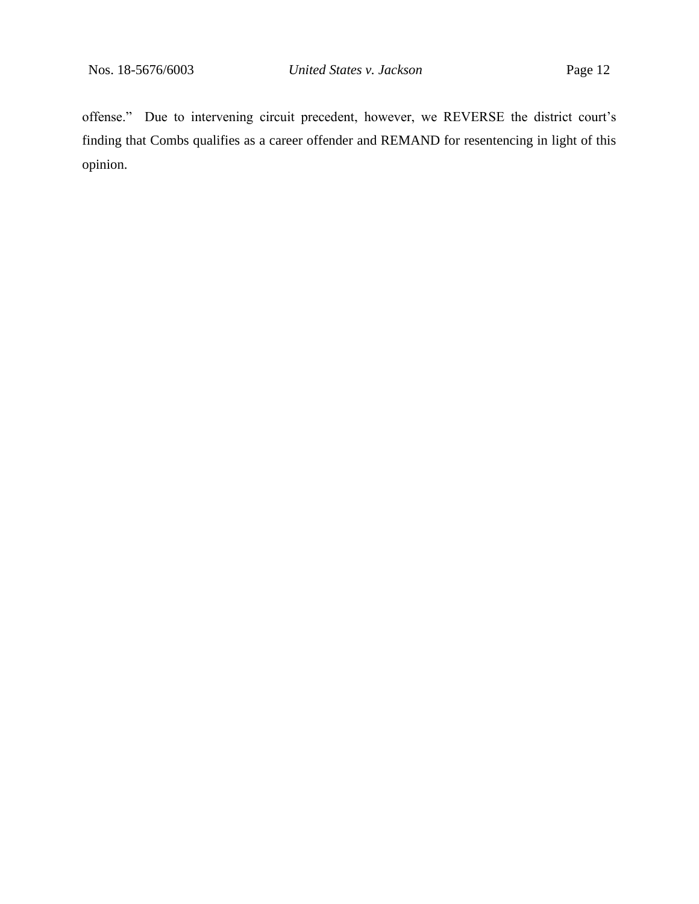offense." Due to intervening circuit precedent, however, we REVERSE the district court's finding that Combs qualifies as a career offender and REMAND for resentencing in light of this opinion.